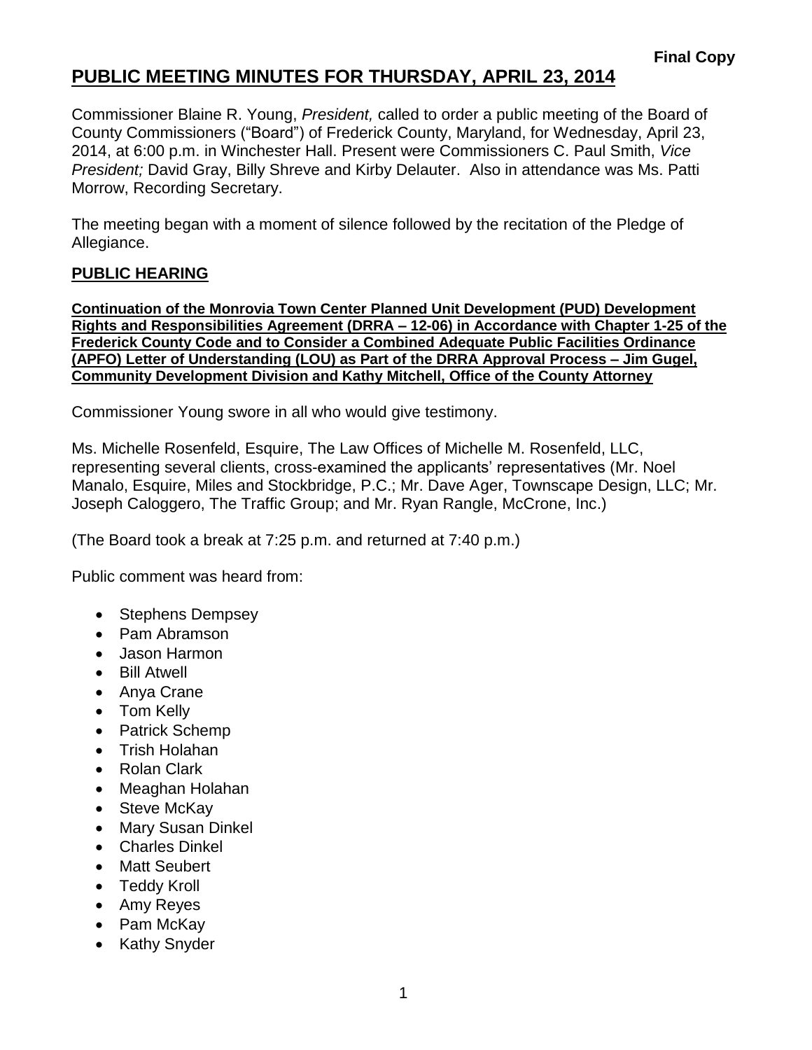**Final Copy**

# PUBLIC MEETING MINUTES FOR THURSDAY, APRIL 23, 2014

Commissioner Blaine R. Young, *President,* called to order a public meeting of the Board of County Commissioners ("Board") of Frederick County, Maryland, for Wednesday, April 23, 2014, at 6:00 p.m. in Winchester Hall. Present were Commissioners C. Paul Smith, *Vice President;* David Gray, Billy Shreve and Kirby Delauter. Also in attendance was Ms. Patti Morrow, Recording Secretary.

The meeting began with a moment of silence followed by the recitation of the Pledge of Allegiance.

## PUBLIC HEARING

**Continuation of the Monrovia Town Center Planned Unit Development (PUD) Development Rights and Responsibilities Agreement (DRRA – 12-06) in Accordance with Chapter 1-25 of the Frederick County Code and to Consider a Combined Adequate Public Facilities Ordinance (APFO) Letter of Understanding (LOU) as Part of the DRRA Approval Process – Jim Gugel, Community Development Division and Kathy Mitchell, Office of the County Attorney**

Commissioner Young swore in all who would give testimony.

Ms. Michelle Rosenfeld, Esquire, The Law Offices of Michelle M. Rosenfeld, LLC, representing several clients, cross-examined the applicants' representatives (Mr. Noel Manalo, Esquire, Miles and Stockbridge, P.C.; Mr. Dave Ager, Townscape Design, LLC; Mr. Joseph Caloggero, The Traffic Group; and Mr. Ryan Rangle, McCrone, Inc.)

(The Board took a break at 7:25 p.m. and returned at 7:40 p.m.)

Public comment was heard from:

- Stephens Dempsey
- Pam Abramson
- Jason Harmon
- Bill Atwell
- Anya Crane
- Tom Kelly
- Patrick Schemp
- Trish Holahan
- Rolan Clark
- Meaghan Holahan
- Steve McKay
- Mary Susan Dinkel
- Charles Dinkel
- Matt Seubert
- Teddy Kroll
- Amy Reyes
- Pam McKay
- Kathy Snyder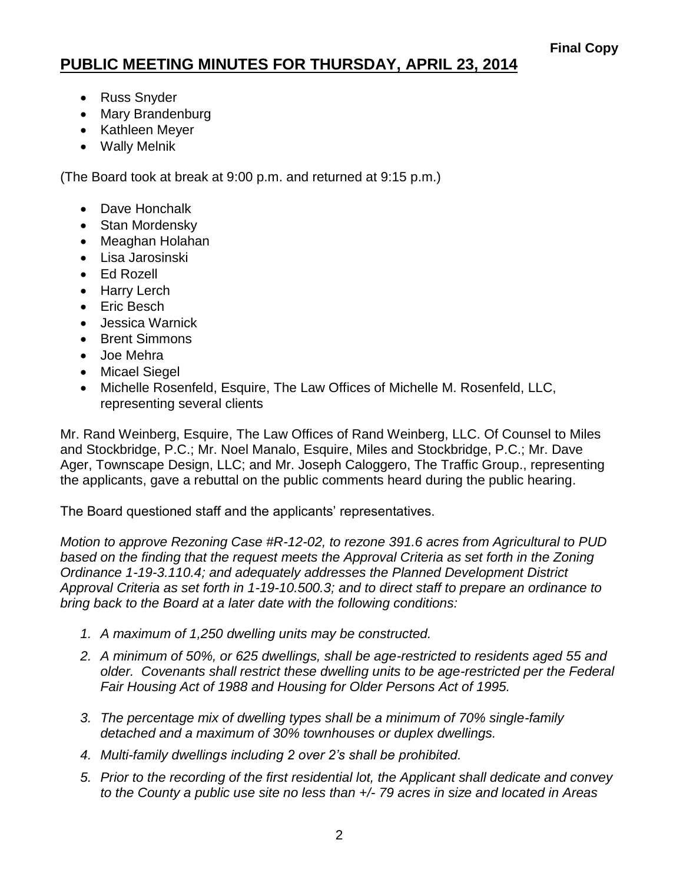**Final Copy**

# PUBLIC MEETING MINUTES FOR THURSDAY, APRIL 23, 2014

- Russ Snyder
- Mary Brandenburg
- Kathleen Meyer
- Wally Melnik

(The Board took at break at 9:00 p.m. and returned at 9:15 p.m.)

- Dave Honchalk
- Stan Mordensky
- Meaghan Holahan
- Lisa Jarosinski
- Ed Rozell
- Harry Lerch
- Eric Besch
- Jessica Warnick
- Brent Simmons
- Joe Mehra
- Micael Siegel
- Michelle Rosenfeld, Esquire, The Law Offices of Michelle M. Rosenfeld, LLC, representing several clients

Mr. Rand Weinberg, Esquire, The Law Offices of Rand Weinberg, LLC. Of Counsel to Miles and Stockbridge, P.C.; Mr. Noel Manalo, Esquire, Miles and Stockbridge, P.C.; Mr. Dave Ager, Townscape Design, LLC; and Mr. Joseph Caloggero, The Traffic Group., representing the applicants, gave a rebuttal on the public comments heard during the public hearing.

The Board questioned staff and the applicants' representatives.

*Motion to approve Rezoning Case #R-12-02, to rezone 391.6 acres from Agricultural to PUD based on the finding that the request meets the Approval Criteria as set forth in the Zoning Ordinance 1-19-3.110.4; and adequately addresses the Planned Development District Approval Criteria as set forth in 1-19-10.500.3; and to direct staff to prepare an ordinance to bring back to the Board at a later date with the following conditions:*

1. *A maximum of 1,250 dwelling units may be constructed.*
2. *A minimum of 50%, or 625 dwellings, shall be age-restricted to residents aged 55 and older. Covenants shall restrict these dwelling units to be age-restricted per the Federal Fair Housing Act of 1988 and Housing for Older Persons Act of 1995.*
3. *The percentage mix of dwelling types shall be a minimum of 70% single-family detached and a maximum of 30% townhouses or duplex dwellings.*
4. *Multi-family dwellings including 2 over 2's shall be prohibited.*
5. *Prior to the recording of the first residential lot, the Applicant shall dedicate and convey to the County a public use site no less than +/- 79 acres in size and located in Areas*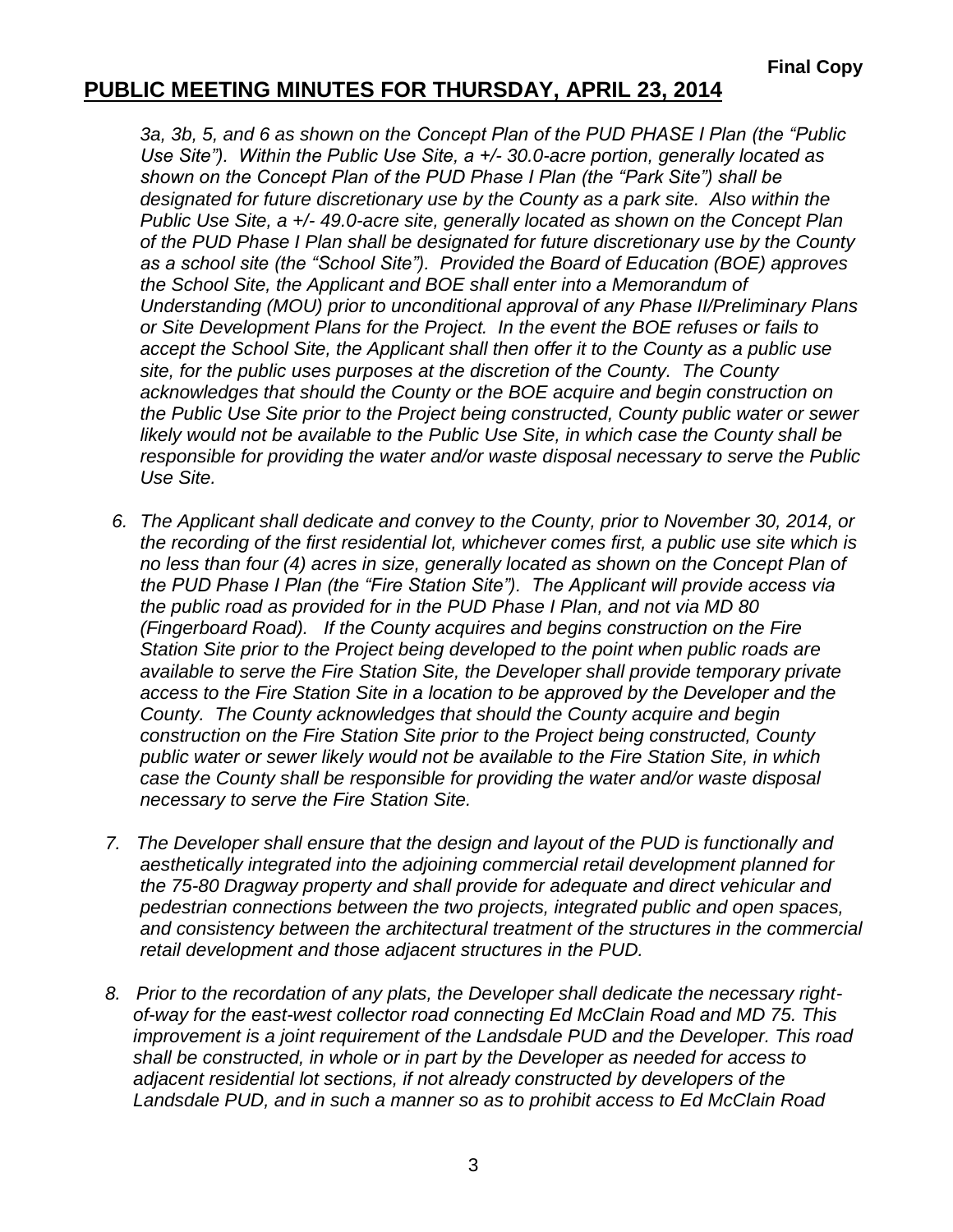*3a, 3b, 5, and 6 as shown on the Concept Plan of the PUD PHASE I Plan (the "Public Use Site"). Within the Public Use Site, a +/- 30.0-acre portion, generally located as shown on the Concept Plan of the PUD Phase I Plan (the "Park Site") shall be designated for future discretionary use by the County as a park site. Also within the Public Use Site, a +/- 49.0-acre site, generally located as shown on the Concept Plan of the PUD Phase I Plan shall be designated for future discretionary use by the County as a school site (the "School Site"). Provided the Board of Education (BOE) approves the School Site, the Applicant and BOE shall enter into a Memorandum of Understanding (MOU) prior to unconditional approval of any Phase II/Preliminary Plans or Site Development Plans for the Project. In the event the BOE refuses or fails to accept the School Site, the Applicant shall then offer it to the County as a public use site, for the public uses purposes at the discretion of the County. The County acknowledges that should the County or the BOE acquire and begin construction on the Public Use Site prior to the Project being constructed, County public water or sewer likely would not be available to the Public Use Site, in which case the County shall be responsible for providing the water and/or waste disposal necessary to serve the Public Use Site.*

6. *The Applicant shall dedicate and convey to the County, prior to November 30, 2014, or the recording of the first residential lot, whichever comes first, a public use site which is no less than four (4) acres in size, generally located as shown on the Concept Plan of the PUD Phase I Plan (the "Fire Station Site"). The Applicant will provide access via the public road as provided for in the PUD Phase I Plan, and not via MD 80 (Fingerboard Road). If the County acquires and begins construction on the Fire Station Site prior to the Project being developed to the point when public roads are available to serve the Fire Station Site, the Developer shall provide temporary private access to the Fire Station Site in a location to be approved by the Developer and the County. The County acknowledges that should the County acquire and begin construction on the Fire Station Site prior to the Project being constructed, County public water or sewer likely would not be available to the Fire Station Site, in which case the County shall be responsible for providing the water and/or waste disposal necessary to serve the Fire Station Site.*

7. *The Developer shall ensure that the design and layout of the PUD is functionally and aesthetically integrated into the adjoining commercial retail development planned for the 75-80 Dragway property and shall provide for adequate and direct vehicular and pedestrian connections between the two projects, integrated public and open spaces, and consistency between the architectural treatment of the structures in the commercial retail development and those adjacent structures in the PUD.*

8. *Prior to the recordation of any plats, the Developer shall dedicate the necessary right-of-way for the east-west collector road connecting Ed McClain Road and MD 75. This improvement is a joint requirement of the Landsdale PUD and the Developer. This road shall be constructed, in whole or in part by the Developer as needed for access to adjacent residential lot sections, if not already constructed by developers of the Landsdale PUD, and in such a manner so as to prohibit access to Ed McClain Road*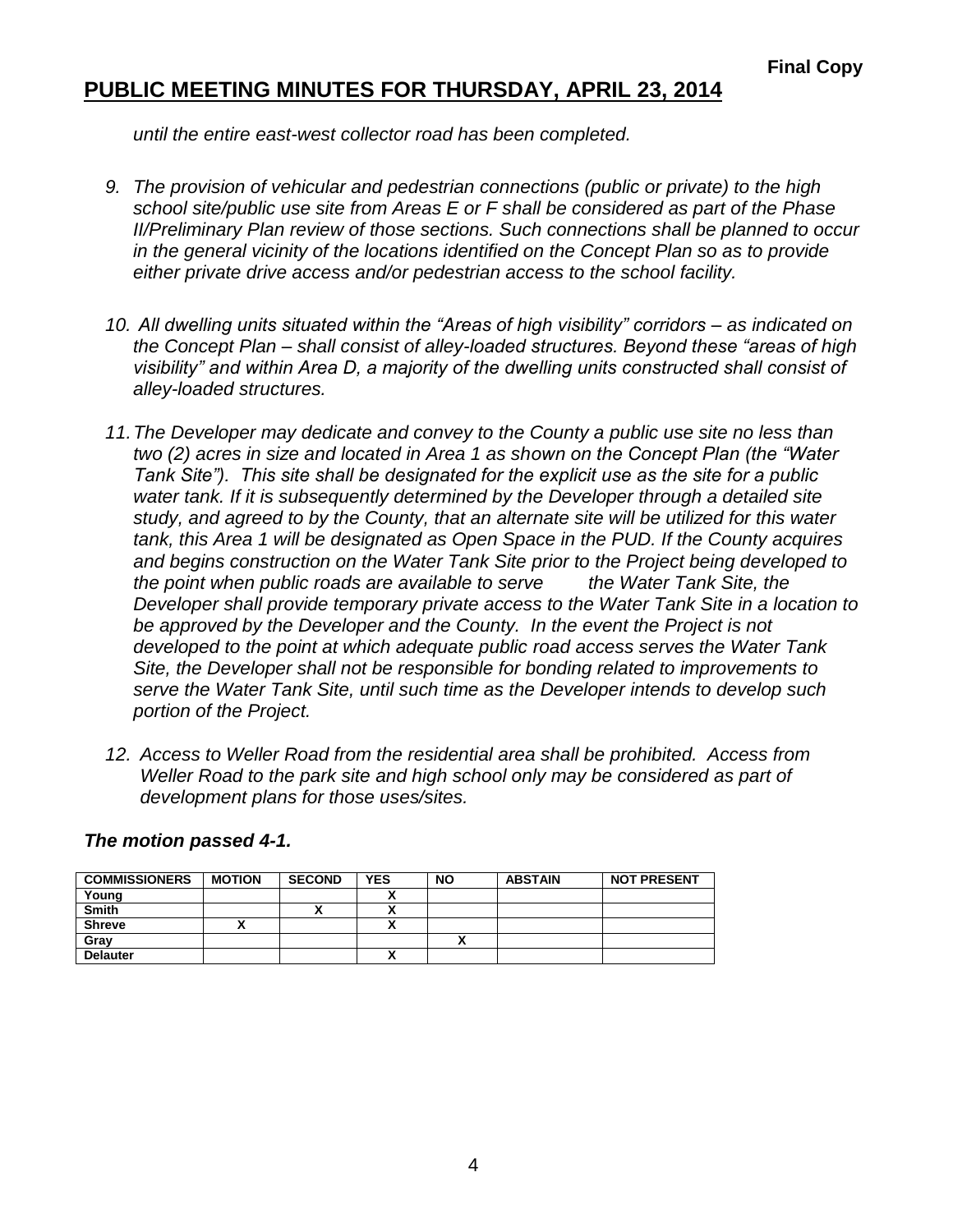*until the entire east-west collector road has been completed.*

9. *The provision of vehicular and pedestrian connections (public or private) to the high school site/public use site from Areas E or F shall be considered as part of the Phase II/Preliminary Plan review of those sections. Such connections shall be planned to occur in the general vicinity of the locations identified on the Concept Plan so as to provide either private drive access and/or pedestrian access to the school facility.*

10. *All dwelling units situated within the "Areas of high visibility" corridors – as indicated on the Concept Plan – shall consist of alley-loaded structures. Beyond these "areas of high visibility" and within Area D, a majority of the dwelling units constructed shall consist of alley-loaded structures.*

11. *The Developer may dedicate and convey to the County a public use site no less than two (2) acres in size and located in Area 1 as shown on the Concept Plan (the "Water Tank Site"). This site shall be designated for the explicit use as the site for a public water tank. If it is subsequently determined by the Developer through a detailed site study, and agreed to by the County, that an alternate site will be utilized for this water tank, this Area 1 will be designated as Open Space in the PUD. If the County acquires and begins construction on the Water Tank Site prior to the Project being developed to the point when public roads are available to serve the Water Tank Site, the Developer shall provide temporary private access to the Water Tank Site in a location to be approved by the Developer and the County. In the event the Project is not developed to the point at which adequate public road access serves the Water Tank Site, the Developer shall not be responsible for bonding related to improvements to serve the Water Tank Site, until such time as the Developer intends to develop such portion of the Project.*

12. *Access to Weller Road from the residential area shall be prohibited. Access from Weller Road to the park site and high school only may be considered as part of development plans for those uses/sites.*

***The motion passed 4-1.***

| COMMISSIONERS | MOTION | SECOND | YES | NO | ABSTAIN | NOT PRESENT |
|---|---|---|---|---|---|---|
| Young | | | X | | | |
| Smith | | X | X | | | |
| Shreve | X | | X | | | |
| Gray | | | | X | | |
| Delauter | | | X | | | |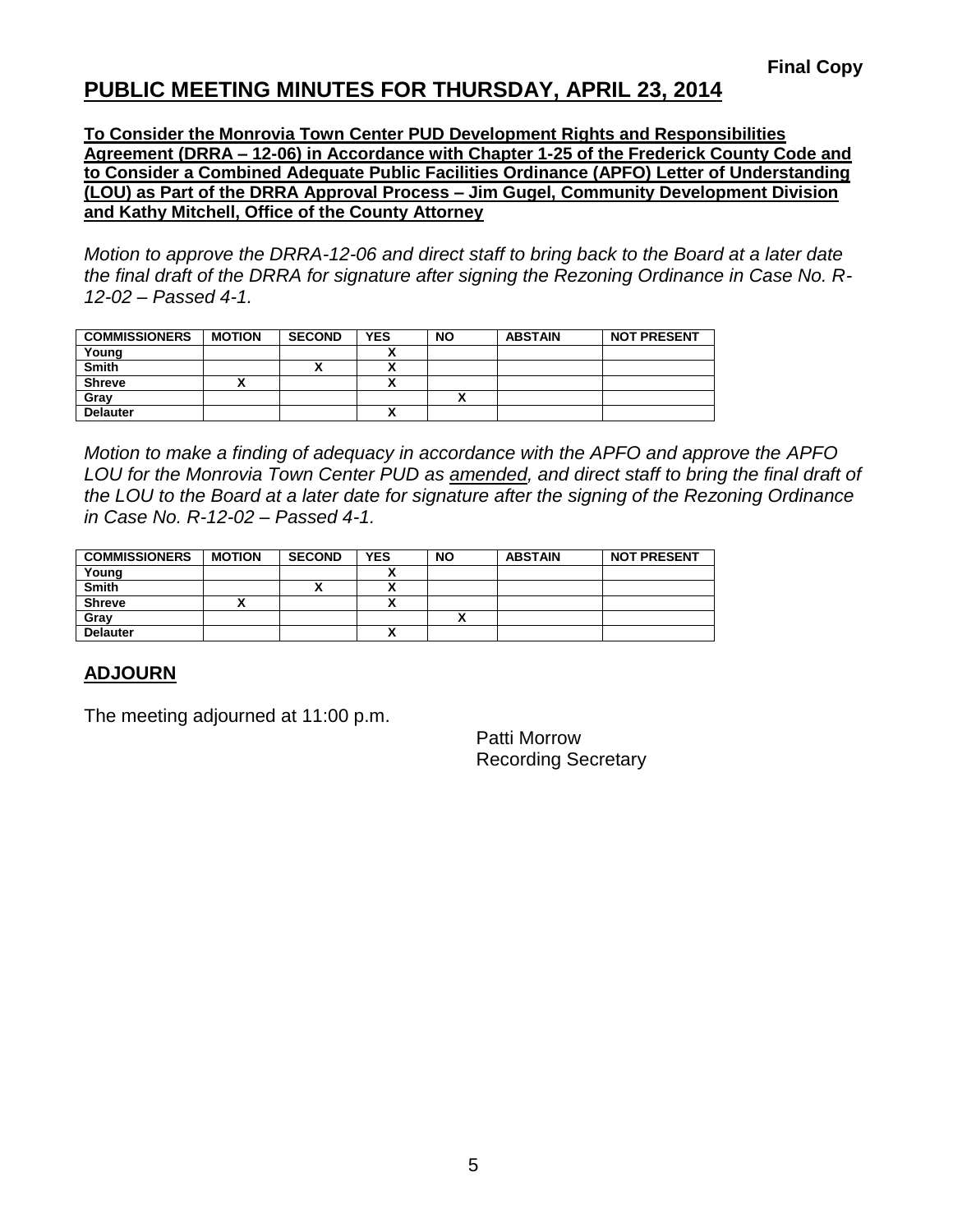**Final Copy**

# PUBLIC MEETING MINUTES FOR THURSDAY, APRIL 23, 2014

**To Consider the Monrovia Town Center PUD Development Rights and Responsibilities Agreement (DRRA – 12-06) in Accordance with Chapter 1-25 of the Frederick County Code and to Consider a Combined Adequate Public Facilities Ordinance (APFO) Letter of Understanding (LOU) as Part of the DRRA Approval Process – Jim Gugel, Community Development Division and Kathy Mitchell, Office of the County Attorney**

*Motion to approve the DRRA-12-06 and direct staff to bring back to the Board at a later date the final draft of the DRRA for signature after signing the Rezoning Ordinance in Case No. R-12-02 – Passed 4-1.*

| COMMISSIONERS | MOTION | SECOND | YES | NO | ABSTAIN | NOT PRESENT |
|---|---|---|---|---|---|---|
| Young | | | X | | | |
| Smith | | X | X | | | |
| Shreve | X | | X | | | |
| Gray | | | | X | | |
| Delauter | | | X | | | |

*Motion to make a finding of adequacy in accordance with the APFO and approve the APFO LOU for the Monrovia Town Center PUD as amended, and direct staff to bring the final draft of the LOU to the Board at a later date for signature after the signing of the Rezoning Ordinance in Case No. R-12-02 – Passed 4-1.*

| COMMISSIONERS | MOTION | SECOND | YES | NO | ABSTAIN | NOT PRESENT |
|---|---|---|---|---|---|---|
| Young | | | X | | | |
| Smith | | X | X | | | |
| Shreve | X | | X | | | |
| Gray | | | | X | | |
| Delauter | | | X | | | |

## ADJOURN

The meeting adjourned at 11:00 p.m.

Patti Morrow
Recording Secretary